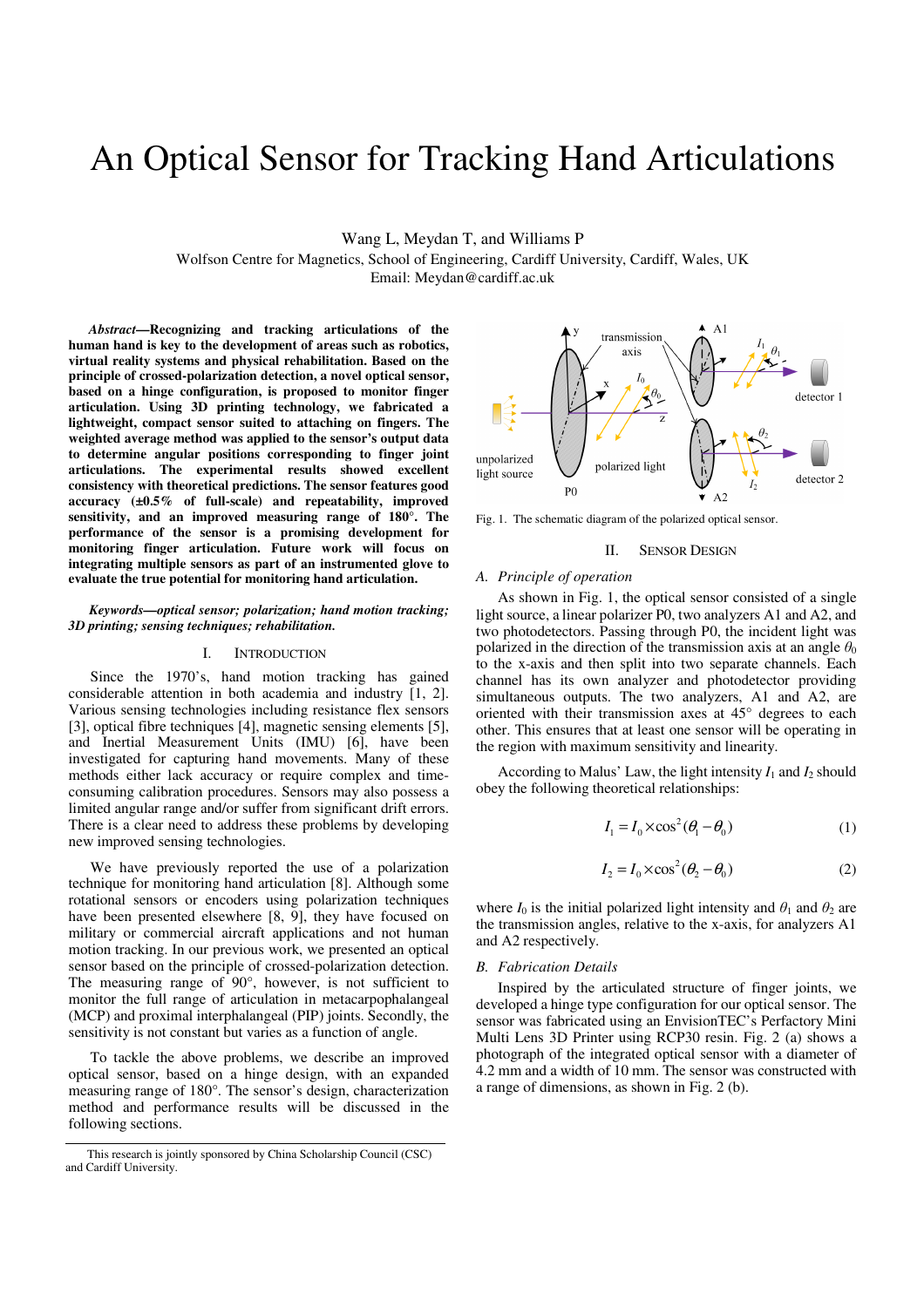# An Optical Sensor for Tracking Hand Articulations

Wang L, Meydan T, and Williams P

Wolfson Centre for Magnetics, School of Engineering, Cardiff University, Cardiff, Wales, UK

Email: Meydan@cardiff.ac.uk

***Abstract*—Recognizing and tracking articulations of the human hand is key to the development of areas such as robotics, virtual reality systems and physical rehabilitation. Based on the principle of crossed-polarization detection, a novel optical sensor, based on a hinge configuration, is proposed to monitor finger articulation. Using 3D printing technology, we fabricated a lightweight, compact sensor suited to attaching on fingers. The weighted average method was applied to the sensor's output data to determine angular positions corresponding to finger joint articulations. The experimental results showed excellent consistency with theoretical predictions. The sensor features good accuracy (±0.5% of full-scale) and repeatability, improved sensitivity, and an improved measuring range of 180°. The performance of the sensor is a promising development for monitoring finger articulation. Future work will focus on integrating multiple sensors as part of an instrumented glove to evaluate the true potential for monitoring hand articulation.**

***Keywords—optical sensor; polarization; hand motion tracking; 3D printing; sensing techniques; rehabilitation.***

## I. Introduction

Since the 1970's, hand motion tracking has gained considerable attention in both academia and industry [1, 2]. Various sensing technologies including resistance flex sensors [3], optical fibre techniques [4], magnetic sensing elements [5], and Inertial Measurement Units (IMU) [6], have been investigated for capturing hand movements. Many of these methods either lack accuracy or require complex and time-consuming calibration procedures. Sensors may also possess a limited angular range and/or suffer from significant drift errors. There is a clear need to address these problems by developing new improved sensing technologies.

We have previously reported the use of a polarization technique for monitoring hand articulation [8]. Although some rotational sensors or encoders using polarization techniques have been presented elsewhere [8, 9], they have focused on military or commercial aircraft applications and not human motion tracking. In our previous work, we presented an optical sensor based on the principle of crossed-polarization detection. The measuring range of 90°, however, is not sufficient to monitor the full range of articulation in metacarpophalangeal (MCP) and proximal interphalangeal (PIP) joints. Secondly, the sensitivity is not constant but varies as a function of angle.

To tackle the above problems, we describe an improved optical sensor, based on a hinge design, with an expanded measuring range of 180°. The sensor's design, characterization method and performance results will be discussed in the following sections.

This research is jointly sponsored by China Scholarship Council (CSC) and Cardiff University.

Fig. 1. The schematic diagram of the polarized optical sensor.

## II. Sensor Design

### A. Principle of operation

As shown in Fig. 1, the optical sensor consisted of a single light source, a linear polarizer P0, two analyzers A1 and A2, and two photodetectors. Passing through P0, the incident light was polarized in the direction of the transmission axis at an angle $\theta_0$ to the x-axis and then split into two separate channels. Each channel has its own analyzer and photodetector providing simultaneous outputs. The two analyzers, A1 and A2, are oriented with their transmission axes at 45° degrees to each other. This ensures that at least one sensor will be operating in the region with maximum sensitivity and linearity.

According to Malus' Law, the light intensity $I_1$ and $I_2$ should obey the following theoretical relationships:

$$I_1 = I_0 \times \cos^2(\theta_1 - \theta_0) \tag{1}$$

$$I_2 = I_0 \times \cos^2(\theta_2 - \theta_0) \tag{2}$$

where $I_0$ is the initial polarized light intensity and $\theta_1$ and $\theta_2$ are the transmission angles, relative to the x-axis, for analyzers A1 and A2 respectively.

### B. Fabrication Details

Inspired by the articulated structure of finger joints, we developed a hinge type configuration for our optical sensor. The sensor was fabricated using an EnvisionTEC's Perfactory Mini Multi Lens 3D Printer using RCP30 resin. Fig. 2 (a) shows a photograph of the integrated optical sensor with a diameter of 4.2 mm and a width of 10 mm. The sensor was constructed with a range of dimensions, as shown in Fig. 2 (b).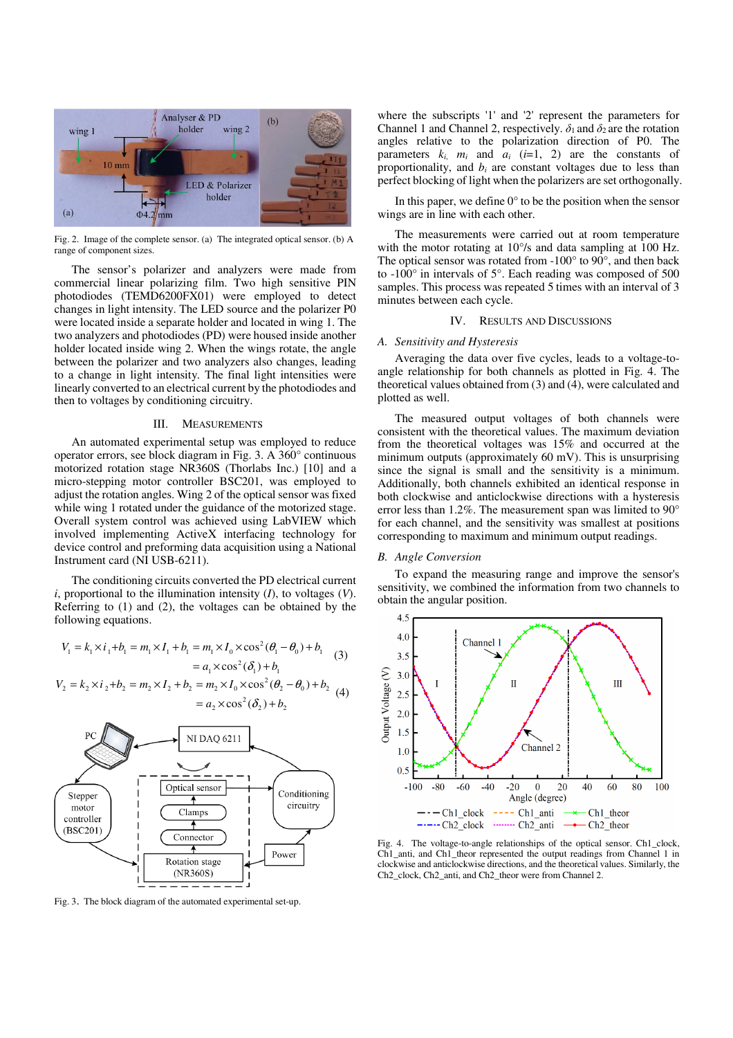Fig. 2. Image of the complete sensor. (a) The integrated optical sensor. (b) A range of component sizes.

The sensor's polarizer and analyzers were made from commercial linear polarizing film. Two high sensitive PIN photodiodes (TEMD6200FX01) were employed to detect changes in light intensity. The LED source and the polarizer P0 were located inside a separate holder and located in wing 1. The two analyzers and photodiodes (PD) were housed inside another holder located inside wing 2. When the wings rotate, the angle between the polarizer and two analyzers also changes, leading to a change in light intensity. The final light intensities were linearly converted to an electrical current by the photodiodes and then to voltages by conditioning circuitry.

## III. Measurements

An automated experimental setup was employed to reduce operator errors, see block diagram in Fig. 3. A 360° continuous motorized rotation stage NR360S (Thorlabs Inc.) [10] and a micro-stepping motor controller BSC201, was employed to adjust the rotation angles. Wing 2 of the optical sensor was fixed while wing 1 rotated under the guidance of the motorized stage. Overall system control was achieved using LabVIEW which involved implementing ActiveX interfacing technology for device control and preforming data acquisition using a National Instrument card (NI USB-6211).

The conditioning circuits converted the PD electrical current $i$, proportional to the illumination intensity ($I$), to voltages ($V$). Referring to (1) and (2), the voltages can be obtained by the following equations.

$$V_1 = k_1 \times i_1 + b_1 = m_1 \times I_1 + b_1 = m_1 \times I_0 \times \cos^2(\theta_1 - \theta_0) + b_1 = a_1 \times \cos^2(\delta_1) + b_1 \quad (3)$$

$$V_2 = k_2 \times i_2 + b_2 = m_2 \times I_2 + b_2 = m_2 \times I_0 \times \cos^2(\theta_2 - \theta_0) + b_2 = a_2 \times \cos^2(\delta_2) + b_2 \quad (4)$$

Fig. 3. The block diagram of the automated experimental set-up.

where the subscripts '1' and '2' represent the parameters for Channel 1 and Channel 2, respectively. $\delta_1$ and $\delta_2$ are the rotation angles relative to the polarization direction of P0. The parameters $k_i$, $m_i$ and $a_i$ ($i$=1, 2) are the constants of proportionality, and $b_i$ are constant voltages due to less than perfect blocking of light when the polarizers are set orthogonally.

In this paper, we define 0° to be the position when the sensor wings are in line with each other.

The measurements were carried out at room temperature with the motor rotating at 10°/s and data sampling at 100 Hz. The optical sensor was rotated from -100° to 90°, and then back to -100° in intervals of 5°. Each reading was composed of 500 samples. This process was repeated 5 times with an interval of 3 minutes between each cycle.

## IV. Results and Discussions

### A. Sensitivity and Hysteresis

Averaging the data over five cycles, leads to a voltage-to-angle relationship for both channels as plotted in Fig. 4. The theoretical values obtained from (3) and (4), were calculated and plotted as well.

The measured output voltages of both channels were consistent with the theoretical values. The maximum deviation from the theoretical voltages was 15% and occurred at the minimum outputs (approximately 60 mV). This is unsurprising since the signal is small and the sensitivity is a minimum. Additionally, both channels exhibited an identical response in both clockwise and anticlockwise directions with a hysteresis error less than 1.2%. The measurement span was limited to 90° for each channel, and the sensitivity was smallest at positions corresponding to maximum and minimum output readings.

### B. Angle Conversion

To expand the measuring range and improve the sensor's sensitivity, we combined the information from two channels to obtain the angular position.

Fig. 4. The voltage-to-angle relationships of the optical sensor. Ch1_clock, Ch1_anti, and Ch1_theor represented the output readings from Channel 1 in clockwise and anticlockwise directions, and the theoretical values. Similarly, the Ch2_clock, Ch2_anti, and Ch2_theor were from Channel 2.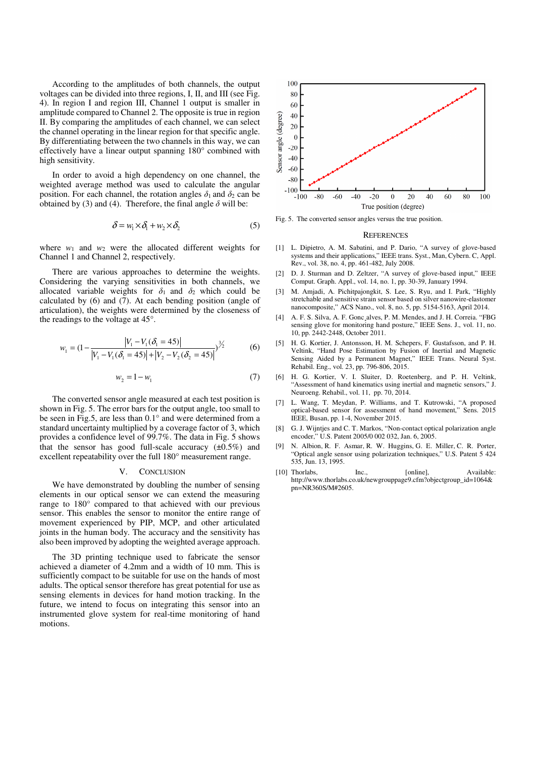According to the amplitudes of both channels, the output voltages can be divided into three regions, I, II, and III (see Fig. 4). In region I and region III, Channel 1 output is smaller in amplitude compared to Channel 2. The opposite is true in region II. By comparing the amplitudes of each channel, we can select the channel operating in the linear region for that specific angle. By differentiating between the two channels in this way, we can effectively have a linear output spanning 180° combined with high sensitivity.

In order to avoid a high dependency on one channel, the weighted average method was used to calculate the angular position. For each channel, the rotation angles $\delta_1$ and $\delta_2$ can be obtained by (3) and (4). Therefore, the final angle $\delta$ will be:

$$\delta = w_1 \times \delta_1 + w_2 \times \delta_2 \tag{5}$$

where $w_1$ and $w_2$ were the allocated different weights for Channel 1 and Channel 2, respectively.

There are various approaches to determine the weights. Considering the varying sensitivities in both channels, we allocated variable weights for $\delta_1$ and $\delta_2$ which could be calculated by (6) and (7). At each bending position (angle of articulation), the weights were determined by the closeness of the readings to the voltage at 45°.

$$w_1 = \left(1 - \frac{|V_1 - V_1(\delta_1 = 45)|}{|V_1 - V_1(\delta_1 = 45)| + |V_2 - V_2(\delta_2 = 45)|}\right)^{3/2} \tag{6}$$

$$w_2 = 1 - w_1 \tag{7}$$

The converted sensor angle measured at each test position is shown in Fig. 5. The error bars for the output angle, too small to be seen in Fig.5, are less than 0.1° and were determined from a standard uncertainty multiplied by a coverage factor of 3, which provides a confidence level of 99.7%. The data in Fig. 5 shows that the sensor has good full-scale accuracy (±0.5%) and excellent repeatability over the full 180° measurement range.

Sensor angle (degree)
100
80
60
40
20
0
-20
-40
-60
-80
-100
-100 -80 -60 -40 -20 0 20 40 60 80 100
True position (degree)

Fig. 5. The converted sensor angles versus the true position.

## V. Conclusion

We have demonstrated by doubling the number of sensing elements in our optical sensor we can extend the measuring range to 180° compared to that achieved with our previous sensor. This enables the sensor to monitor the entire range of movement experienced by PIP, MCP, and other articulated joints in the human body. The accuracy and the sensitivity has also been improved by adopting the weighted average approach.

The 3D printing technique used to fabricate the sensor achieved a diameter of 4.2mm and a width of 10 mm. This is sufficiently compact to be suitable for use on the hands of most adults. The optical sensor therefore has great potential for use as sensing elements in devices for hand motion tracking. In the future, we intend to focus on integrating this sensor into an instrumented glove system for real-time monitoring of hand motions.

## References

[1] L. Dipietro, A. M. Sabatini, and P. Dario, "A survey of glove-based systems and their applications," IEEE trans. Syst., Man, Cybern. C, Appl. Rev., vol. 38, no. 4, pp. 461-482, July 2008.

[2] D. J. Sturman and D. Zeltzer, "A survey of glove-based input," IEEE Comput. Graph. Appl., vol. 14, no. 1, pp. 30-39, January 1994.

[3] M. Amjadi, A. Pichitpajongkit, S. Lee, S. Ryu, and I. Park, "Highly stretchable and sensitive strain sensor based on silver nanowire-elastomer nanocomposite," ACS Nano., vol. 8, no. 5, pp. 5154-5163, April 2014.

[4] A. F. S. Silva, A. F. Gonçalves, P. M. Mendes, and J. H. Correia. "FBG sensing glove for monitoring hand posture," IEEE Sens. J., vol. 11, no. 10, pp. 2442-2448, October 2011.

[5] H. G. Kortier, J. Antonsson, H. M. Schepers, F. Gustafsson, and P. H. Veltink, "Hand Pose Estimation by Fusion of Inertial and Magnetic Sensing Aided by a Permanent Magnet," IEEE Trans. Neural Syst. Rehabil. Eng., vol. 23, pp. 796-806, 2015.

[6] H. G. Kortier, V. I. Sluiter, D. Roetenberg, and P. H. Veltink, "Assessment of hand kinematics using inertial and magnetic sensors," J. Neuroeng. Rehabil., vol. 11, pp. 70, 2014.

[7] L. Wang, T. Meydan, P. Williams, and T. Kutrowski, "A proposed optical-based sensor for assessment of hand movement," Sens. 2015 IEEE, Busan, pp. 1-4, November 2015.

[8] G. J. Wijntjes and C. T. Markos, "Non-contact optical polarization angle encoder," U.S. Patent 2005/0 002 032, Jan. 6, 2005.

[9] N. Albion, R. F. Asmar, R. W. Huggins, G. E. Miller, C. R. Porter, "Optical angle sensor using polarization techniques," U.S. Patent 5 424 535, Jun. 13, 1995.

[10] Thorlabs, Inc., [online], Available: http://www.thorlabs.co.uk/newgrouppage9.cfm?objectgroup_id=1064&pn=NR360S/M#2605.